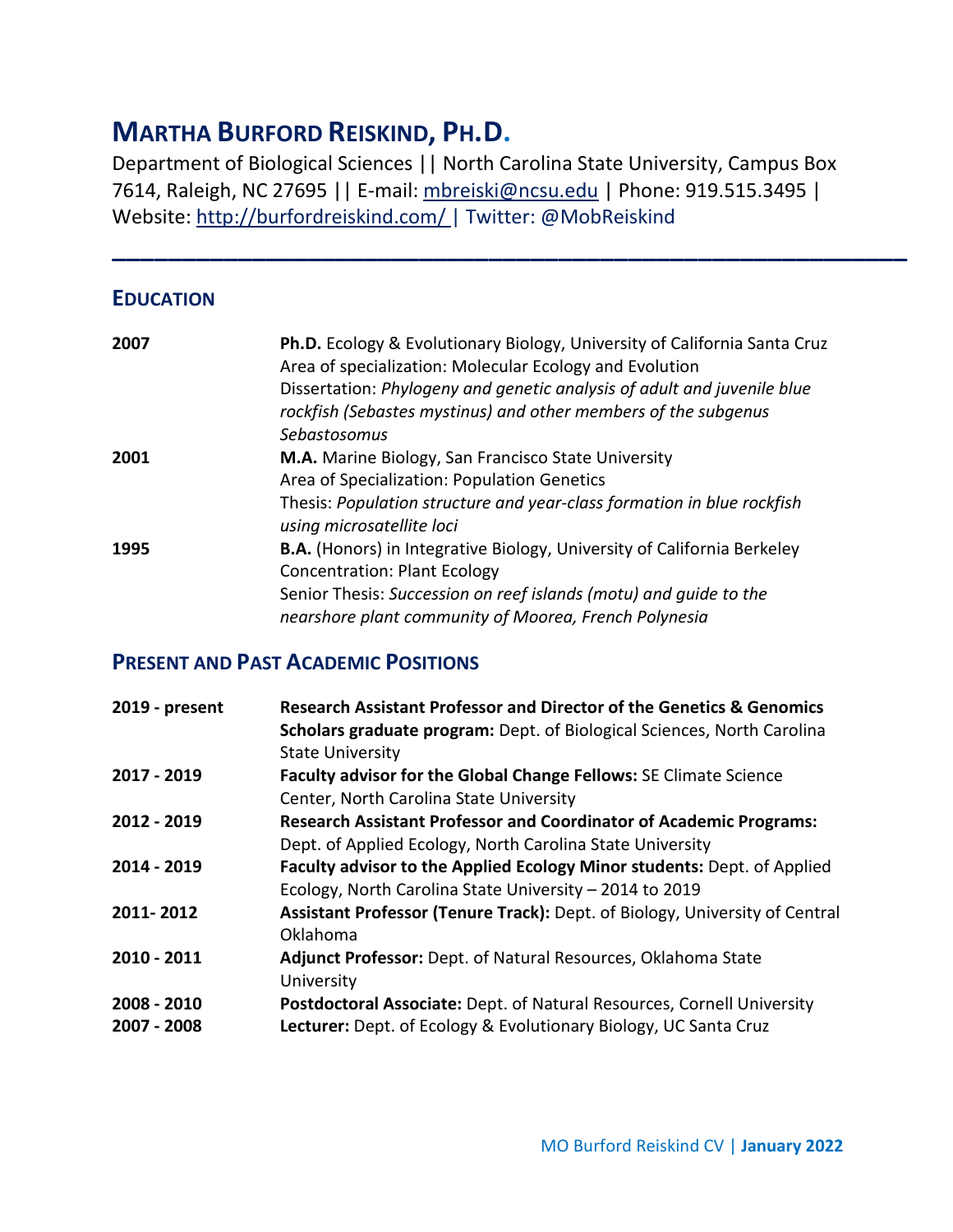# MARTHA BURFORD REISKIND, PH.D.

Department of Biological Sciences || North Carolina State University, Campus Box 7614, Raleigh, NC 27695 || E-mail: mbreiski@ncsu.edu | Phone: 919.515.3495 | Website: http://burfordreiskind.com/ | Twitter: @MobReiskind

---

## EDUCATION

**2007** — **Ph.D.** Ecology & Evolutionary Biology, University of California Santa Cruz
Area of specialization: Molecular Ecology and Evolution
Dissertation: *Phylogeny and genetic analysis of adult and juvenile blue rockfish (Sebastes mystinus) and other members of the subgenus Sebastosomus*

**2001** — **M.A.** Marine Biology, San Francisco State University
Area of Specialization: Population Genetics
Thesis: *Population structure and year-class formation in blue rockfish using microsatellite loci*

**1995** — **B.A.** (Honors) in Integrative Biology, University of California Berkeley
Concentration: Plant Ecology
Senior Thesis: *Succession on reef islands (motu) and guide to the nearshore plant community of Moorea, French Polynesia*

## PRESENT AND PAST ACADEMIC POSITIONS

**2019 - present** — **Research Assistant Professor and Director of the Genetics & Genomics Scholars graduate program:** Dept. of Biological Sciences, North Carolina State University

**2017 - 2019** — **Faculty advisor for the Global Change Fellows:** SE Climate Science Center, North Carolina State University

**2012 - 2019** — **Research Assistant Professor and Coordinator of Academic Programs:** Dept. of Applied Ecology, North Carolina State University

**2014 - 2019** — **Faculty advisor to the Applied Ecology Minor students:** Dept. of Applied Ecology, North Carolina State University – 2014 to 2019

**2011- 2012** — **Assistant Professor (Tenure Track):** Dept. of Biology, University of Central Oklahoma

**2010 - 2011** — **Adjunct Professor:** Dept. of Natural Resources, Oklahoma State University

**2008 - 2010** — **Postdoctoral Associate:** Dept. of Natural Resources, Cornell University

**2007 - 2008** — **Lecturer:** Dept. of Ecology & Evolutionary Biology, UC Santa Cruz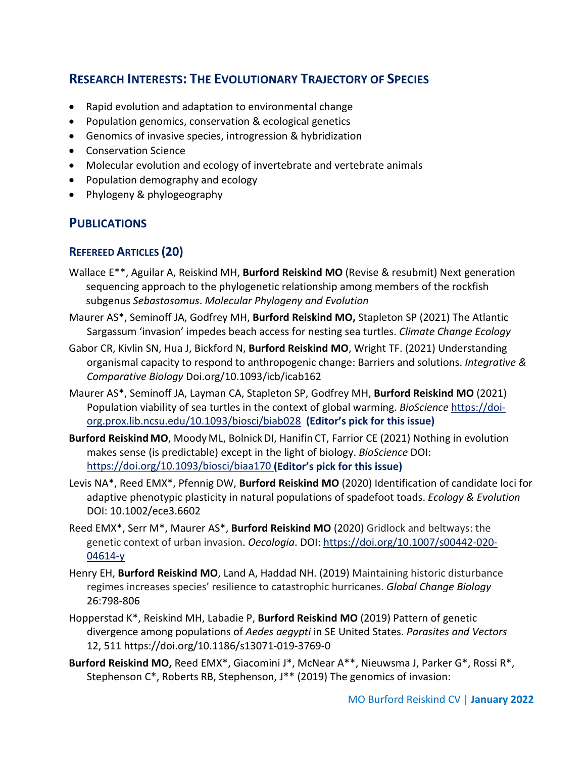## Research Interests: The Evolutionary Trajectory of Species

- Rapid evolution and adaptation to environmental change
- Population genomics, conservation & ecological genetics
- Genomics of invasive species, introgression & hybridization
- Conservation Science
- Molecular evolution and ecology of invertebrate and vertebrate animals
- Population demography and ecology
- Phylogeny & phylogeography

## Publications

### Refereed Articles (20)

Wallace E**, Aguilar A, Reiskind MH, **Burford Reiskind MO** (Revise & resubmit) Next generation sequencing approach to the phylogenetic relationship among members of the rockfish subgenus *Sebastosomus*. *Molecular Phylogeny and Evolution*

Maurer AS*, Seminoff JA, Godfrey MH, **Burford Reiskind MO,** Stapleton SP (2021) The Atlantic Sargassum 'invasion' impedes beach access for nesting sea turtles. *Climate Change Ecology*

Gabor CR, Kivlin SN, Hua J, Bickford N, **Burford Reiskind MO**, Wright TF. (2021) Understanding organismal capacity to respond to anthropogenic change: Barriers and solutions. *Integrative & Comparative Biology* Doi.org/10.1093/icb/icab162

Maurer AS*, Seminoff JA, Layman CA, Stapleton SP, Godfrey MH, **Burford Reiskind MO** (2021) Population viability of sea turtles in the context of global warming. *BioScience* https://doi-org.prox.lib.ncsu.edu/10.1093/biosci/biab028 **(Editor's pick for this issue)**

**Burford Reiskind MO**, Moody ML, Bolnick DI, Hanifin CT, Farrior CE (2021) Nothing in evolution makes sense (is predictable) except in the light of biology. *BioScience* DOI: https://doi.org/10.1093/biosci/biaa170 **(Editor's pick for this issue)**

Levis NA*, Reed EMX*, Pfennig DW, **Burford Reiskind MO** (2020) Identification of candidate loci for adaptive phenotypic plasticity in natural populations of spadefoot toads. *Ecology & Evolution* DOI: 10.1002/ece3.6602

Reed EMX*, Serr M*, Maurer AS*, **Burford Reiskind MO** (2020) Gridlock and beltways: the genetic context of urban invasion. *Oecologia*. DOI: https://doi.org/10.1007/s00442-020-04614-y

Henry EH, **Burford Reiskind MO**, Land A, Haddad NH. (2019) Maintaining historic disturbance regimes increases species' resilience to catastrophic hurricanes. *Global Change Biology* 26:798-806

Hopperstad K*, Reiskind MH, Labadie P, **Burford Reiskind MO** (2019) Pattern of genetic divergence among populations of *Aedes aegypti* in SE United States. *Parasites and Vectors* 12, 511 https://doi.org/10.1186/s13071-019-3769-0

**Burford Reiskind MO,** Reed EMX*, Giacomini J*, McNear A**, Nieuwsma J, Parker G*, Rossi R*, Stephenson C*, Roberts RB, Stephenson, J** (2019) The genomics of invasion: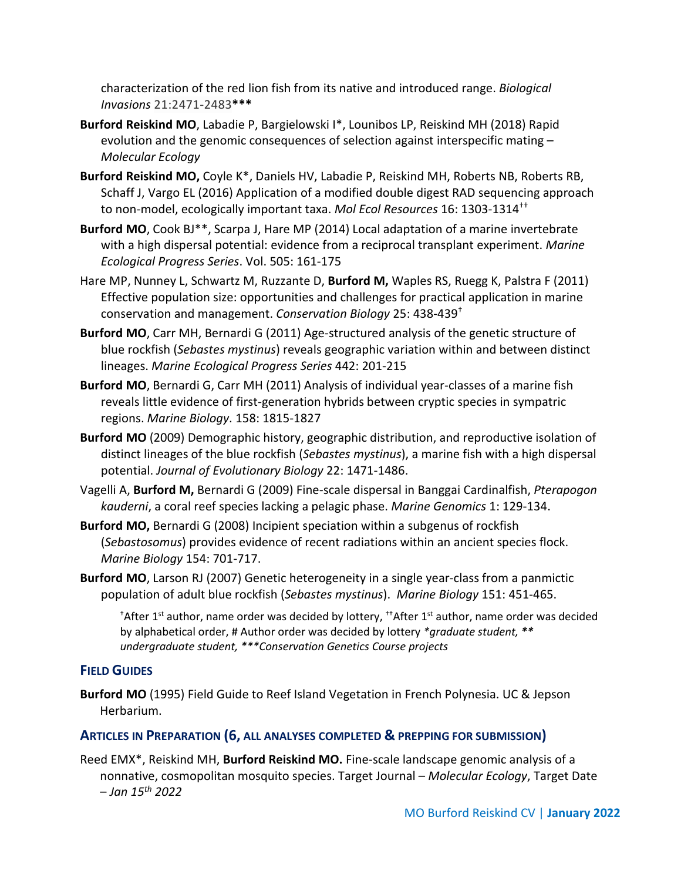characterization of the red lion fish from its native and introduced range. *Biological Invasions* 21:2471-2483***

**Burford Reiskind MO**, Labadie P, Bargielowski I*, Lounibos LP, Reiskind MH (2018) Rapid evolution and the genomic consequences of selection against interspecific mating – *Molecular Ecology*

**Burford Reiskind MO,** Coyle K*, Daniels HV, Labadie P, Reiskind MH, Roberts NB, Roberts RB, Schaff J, Vargo EL (2016) Application of a modified double digest RAD sequencing approach to non-model, ecologically important taxa. *Mol Ecol Resources* 16: 1303-1314[††]

**Burford MO**, Cook BJ**, Scarpa J, Hare MP (2014) Local adaptation of a marine invertebrate with a high dispersal potential: evidence from a reciprocal transplant experiment. *Marine Ecological Progress Series*. Vol. 505: 161-175

Hare MP, Nunney L, Schwartz M, Ruzzante D, **Burford M,** Waples RS, Ruegg K, Palstra F (2011) Effective population size: opportunities and challenges for practical application in marine conservation and management. *Conservation Biology* 25: 438-439[†]

**Burford MO**, Carr MH, Bernardi G (2011) Age-structured analysis of the genetic structure of blue rockfish (*Sebastes mystinus*) reveals geographic variation within and between distinct lineages. *Marine Ecological Progress Series* 442: 201-215

**Burford MO**, Bernardi G, Carr MH (2011) Analysis of individual year-classes of a marine fish reveals little evidence of first-generation hybrids between cryptic species in sympatric regions. *Marine Biology*. 158: 1815-1827

**Burford MO** (2009) Demographic history, geographic distribution, and reproductive isolation of distinct lineages of the blue rockfish (*Sebastes mystinus*), a marine fish with a high dispersal potential. *Journal of Evolutionary Biology* 22: 1471-1486.

Vagelli A, **Burford M,** Bernardi G (2009) Fine-scale dispersal in Banggai Cardinalfish, *Pterapogon kauderni*, a coral reef species lacking a pelagic phase. *Marine Genomics* 1: 129-134.

**Burford MO,** Bernardi G (2008) Incipient speciation within a subgenus of rockfish (*Sebastosomus*) provides evidence of recent radiations within an ancient species flock. *Marine Biology* 154: 701-717.

**Burford MO**, Larson RJ (2007) Genetic heterogeneity in a single year-class from a panmictic population of adult blue rockfish (*Sebastes mystinus*). *Marine Biology* 151: 451-465.

[†]After 1st author, name order was decided by lottery, [††]After 1st author, name order was decided by alphabetical order, # Author order was decided by lottery *\*graduate student, \*\* undergraduate student, \*\*\*Conservation Genetics Course projects*

## Field Guides

**Burford MO** (1995) Field Guide to Reef Island Vegetation in French Polynesia. UC & Jepson Herbarium.

## Articles in Preparation (6, all analyses completed & prepping for submission)

Reed EMX*, Reiskind MH, **Burford Reiskind MO.** Fine-scale landscape genomic analysis of a nonnative, cosmopolitan mosquito species. Target Journal – *Molecular Ecology*, Target Date – *Jan 15th 2022*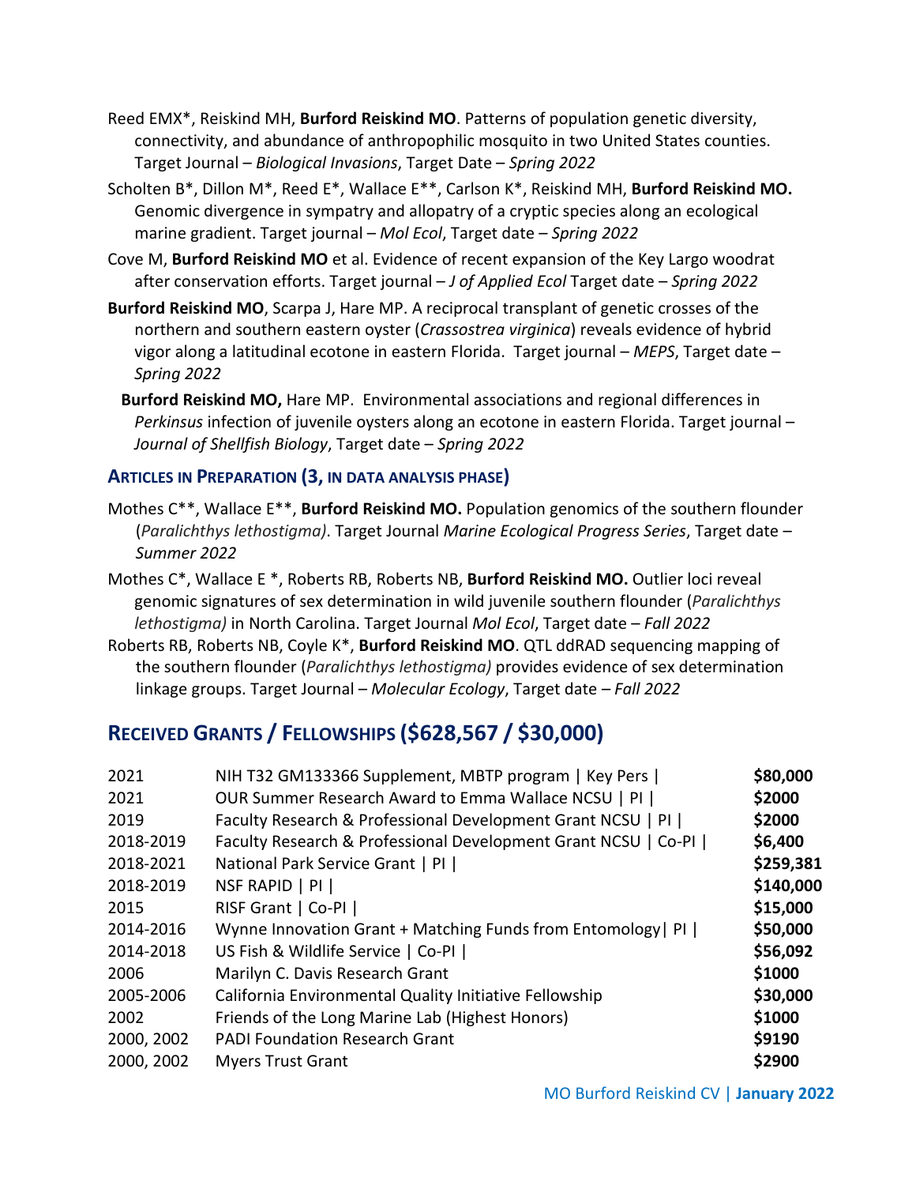Reed EMX*, Reiskind MH, **Burford Reiskind MO**. Patterns of population genetic diversity, connectivity, and abundance of anthropophilic mosquito in two United States counties. Target Journal – *Biological Invasions*, Target Date – *Spring 2022*

Scholten B*, Dillon M*, Reed E*, Wallace E**, Carlson K*, Reiskind MH, **Burford Reiskind MO.** Genomic divergence in sympatry and allopatry of a cryptic species along an ecological marine gradient. Target journal – *Mol Ecol*, Target date – *Spring 2022*

Cove M, **Burford Reiskind MO** et al. Evidence of recent expansion of the Key Largo woodrat after conservation efforts. Target journal – *J of Applied Ecol* Target date – *Spring 2022*

**Burford Reiskind MO**, Scarpa J, Hare MP. A reciprocal transplant of genetic crosses of the northern and southern eastern oyster (*Crassostrea virginica*) reveals evidence of hybrid vigor along a latitudinal ecotone in eastern Florida. Target journal – *MEPS*, Target date – *Spring 2022*

**Burford Reiskind MO,** Hare MP. Environmental associations and regional differences in *Perkinsus* infection of juvenile oysters along an ecotone in eastern Florida. Target journal – *Journal of Shellfish Biology*, Target date – *Spring 2022*

### Articles in Preparation (3, in data analysis phase)

Mothes C**, Wallace E**, **Burford Reiskind MO.** Population genomics of the southern flounder (*Paralichthys lethostigma)*. Target Journal *Marine Ecological Progress Series*, Target date – *Summer 2022*

Mothes C*, Wallace E *, Roberts RB, Roberts NB, **Burford Reiskind MO.** Outlier loci reveal genomic signatures of sex determination in wild juvenile southern flounder (*Paralichthys lethostigma)* in North Carolina. Target Journal *Mol Ecol*, Target date – *Fall 2022*

Roberts RB, Roberts NB, Coyle K*, **Burford Reiskind MO**. QTL ddRAD sequencing mapping of the southern flounder (*Paralichthys lethostigma)* provides evidence of sex determination linkage groups. Target Journal – *Molecular Ecology*, Target date – *Fall 2022*

## Received Grants / Fellowships ($628,567 / $30,000)

| | | |
|---|---|---|
| 2021 | NIH T32 GM133366 Supplement, MBTP program \| Key Pers \| | **$80,000** |
| 2021 | OUR Summer Research Award to Emma Wallace NCSU \| PI \| | **$2000** |
| 2019 | Faculty Research & Professional Development Grant NCSU \| PI \| | **$2000** |
| 2018-2019 | Faculty Research & Professional Development Grant NCSU \| Co-PI \| | **$6,400** |
| 2018-2021 | National Park Service Grant \| PI \| | **$259,381** |
| 2018-2019 | NSF RAPID \| PI \| | **$140,000** |
| 2015 | RISF Grant \| Co-PI \| | **$15,000** |
| 2014-2016 | Wynne Innovation Grant + Matching Funds from Entomology\| PI \| | **$50,000** |
| 2014-2018 | US Fish & Wildlife Service \| Co-PI \| | **$56,092** |
| 2006 | Marilyn C. Davis Research Grant | **$1000** |
| 2005-2006 | California Environmental Quality Initiative Fellowship | **$30,000** |
| 2002 | Friends of the Long Marine Lab (Highest Honors) | **$1000** |
| 2000, 2002 | PADI Foundation Research Grant | **$9190** |
| 2000, 2002 | Myers Trust Grant | **$2900** |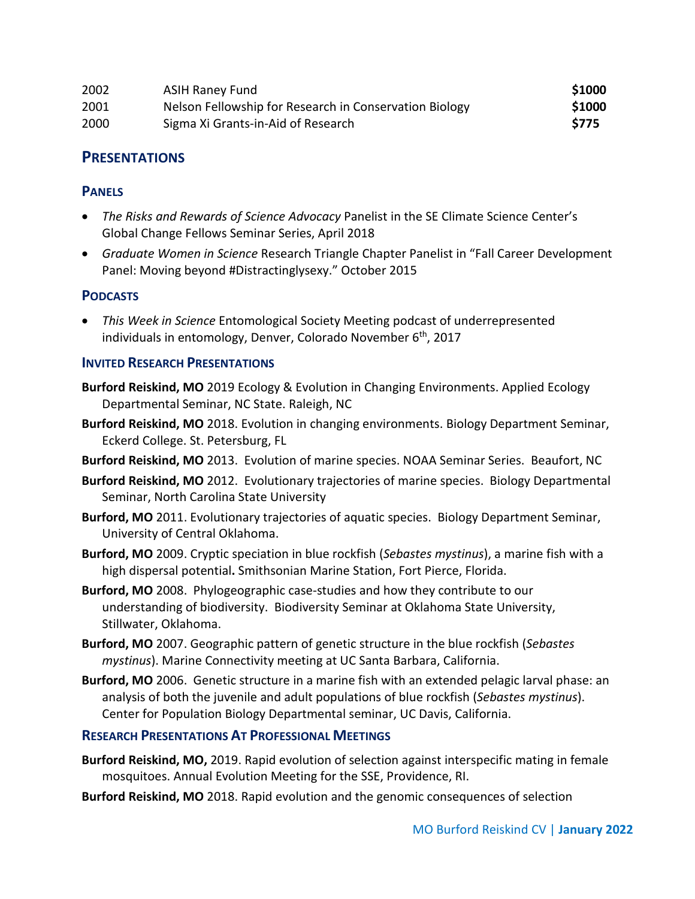| | | |
|---|---|---|
| 2002 | ASIH Raney Fund | **$1000** |
| 2001 | Nelson Fellowship for Research in Conservation Biology | **$1000** |
| 2000 | Sigma Xi Grants-in-Aid of Research | **$775** |

## PRESENTATIONS

### PANELS

- *The Risks and Rewards of Science Advocacy* Panelist in the SE Climate Science Center's Global Change Fellows Seminar Series, April 2018
- *Graduate Women in Science* Research Triangle Chapter Panelist in "Fall Career Development Panel: Moving beyond #Distractinglysexy." October 2015

### PODCASTS

- *This Week in Science* Entomological Society Meeting podcast of underrepresented individuals in entomology, Denver, Colorado November 6th, 2017

### INVITED RESEARCH PRESENTATIONS

**Burford Reiskind, MO** 2019 Ecology & Evolution in Changing Environments. Applied Ecology Departmental Seminar, NC State. Raleigh, NC

**Burford Reiskind, MO** 2018. Evolution in changing environments. Biology Department Seminar, Eckerd College. St. Petersburg, FL

**Burford Reiskind, MO** 2013. Evolution of marine species. NOAA Seminar Series. Beaufort, NC

**Burford Reiskind, MO** 2012. Evolutionary trajectories of marine species. Biology Departmental Seminar, North Carolina State University

**Burford, MO** 2011. Evolutionary trajectories of aquatic species. Biology Department Seminar, University of Central Oklahoma.

**Burford, MO** 2009. Cryptic speciation in blue rockfish (*Sebastes mystinus*), a marine fish with a high dispersal potential**.** Smithsonian Marine Station, Fort Pierce, Florida.

**Burford, MO** 2008. Phylogeographic case-studies and how they contribute to our understanding of biodiversity. Biodiversity Seminar at Oklahoma State University, Stillwater, Oklahoma.

**Burford, MO** 2007. Geographic pattern of genetic structure in the blue rockfish (*Sebastes mystinus*). Marine Connectivity meeting at UC Santa Barbara, California.

**Burford, MO** 2006. Genetic structure in a marine fish with an extended pelagic larval phase: an analysis of both the juvenile and adult populations of blue rockfish (*Sebastes mystinus*). Center for Population Biology Departmental seminar, UC Davis, California.

### RESEARCH PRESENTATIONS AT PROFESSIONAL MEETINGS

**Burford Reiskind, MO,** 2019. Rapid evolution of selection against interspecific mating in female mosquitoes. Annual Evolution Meeting for the SSE, Providence, RI.

**Burford Reiskind, MO** 2018. Rapid evolution and the genomic consequences of selection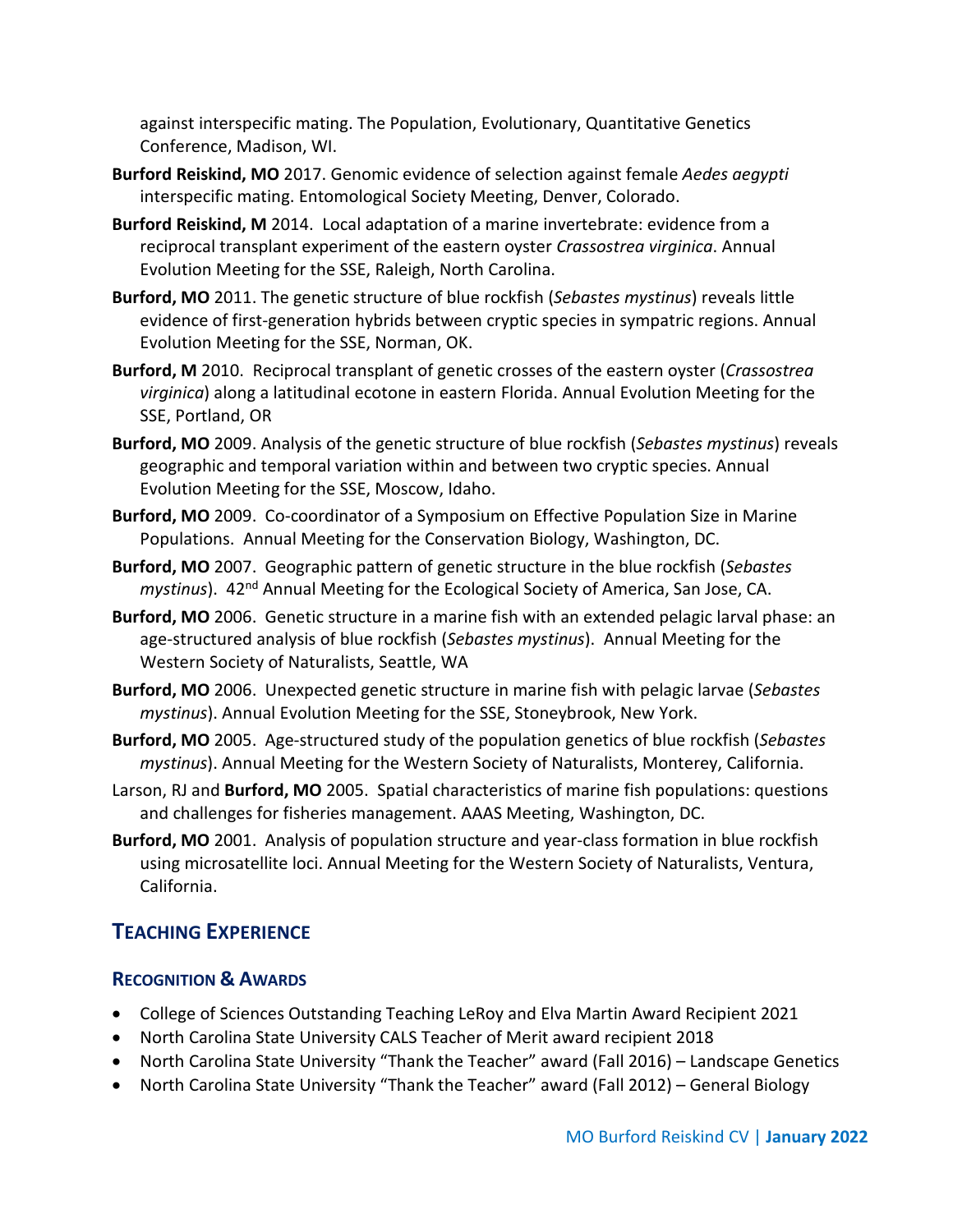against interspecific mating. The Population, Evolutionary, Quantitative Genetics Conference, Madison, WI.

**Burford Reiskind, MO** 2017. Genomic evidence of selection against female *Aedes aegypti* interspecific mating. Entomological Society Meeting, Denver, Colorado.

**Burford Reiskind, M** 2014. Local adaptation of a marine invertebrate: evidence from a reciprocal transplant experiment of the eastern oyster *Crassostrea virginica*. Annual Evolution Meeting for the SSE, Raleigh, North Carolina.

**Burford, MO** 2011. The genetic structure of blue rockfish (*Sebastes mystinus*) reveals little evidence of first-generation hybrids between cryptic species in sympatric regions. Annual Evolution Meeting for the SSE, Norman, OK.

**Burford, M** 2010. Reciprocal transplant of genetic crosses of the eastern oyster (*Crassostrea virginica*) along a latitudinal ecotone in eastern Florida. Annual Evolution Meeting for the SSE, Portland, OR

**Burford, MO** 2009. Analysis of the genetic structure of blue rockfish (*Sebastes mystinus*) reveals geographic and temporal variation within and between two cryptic species. Annual Evolution Meeting for the SSE, Moscow, Idaho.

**Burford, MO** 2009. Co-coordinator of a Symposium on Effective Population Size in Marine Populations. Annual Meeting for the Conservation Biology, Washington, DC.

**Burford, MO** 2007. Geographic pattern of genetic structure in the blue rockfish (*Sebastes mystinus*). 42nd Annual Meeting for the Ecological Society of America, San Jose, CA.

**Burford, MO** 2006. Genetic structure in a marine fish with an extended pelagic larval phase: an age-structured analysis of blue rockfish (*Sebastes mystinus*). Annual Meeting for the Western Society of Naturalists, Seattle, WA

**Burford, MO** 2006. Unexpected genetic structure in marine fish with pelagic larvae (*Sebastes mystinus*). Annual Evolution Meeting for the SSE, Stoneybrook, New York.

**Burford, MO** 2005. Age-structured study of the population genetics of blue rockfish (*Sebastes mystinus*). Annual Meeting for the Western Society of Naturalists, Monterey, California.

Larson, RJ and **Burford, MO** 2005. Spatial characteristics of marine fish populations: questions and challenges for fisheries management. AAAS Meeting, Washington, DC.

**Burford, MO** 2001. Analysis of population structure and year-class formation in blue rockfish using microsatellite loci. Annual Meeting for the Western Society of Naturalists, Ventura, California.

## Teaching Experience

### Recognition & Awards

- College of Sciences Outstanding Teaching LeRoy and Elva Martin Award Recipient 2021
- North Carolina State University CALS Teacher of Merit award recipient 2018
- North Carolina State University "Thank the Teacher" award (Fall 2016) – Landscape Genetics
- North Carolina State University "Thank the Teacher" award (Fall 2012) – General Biology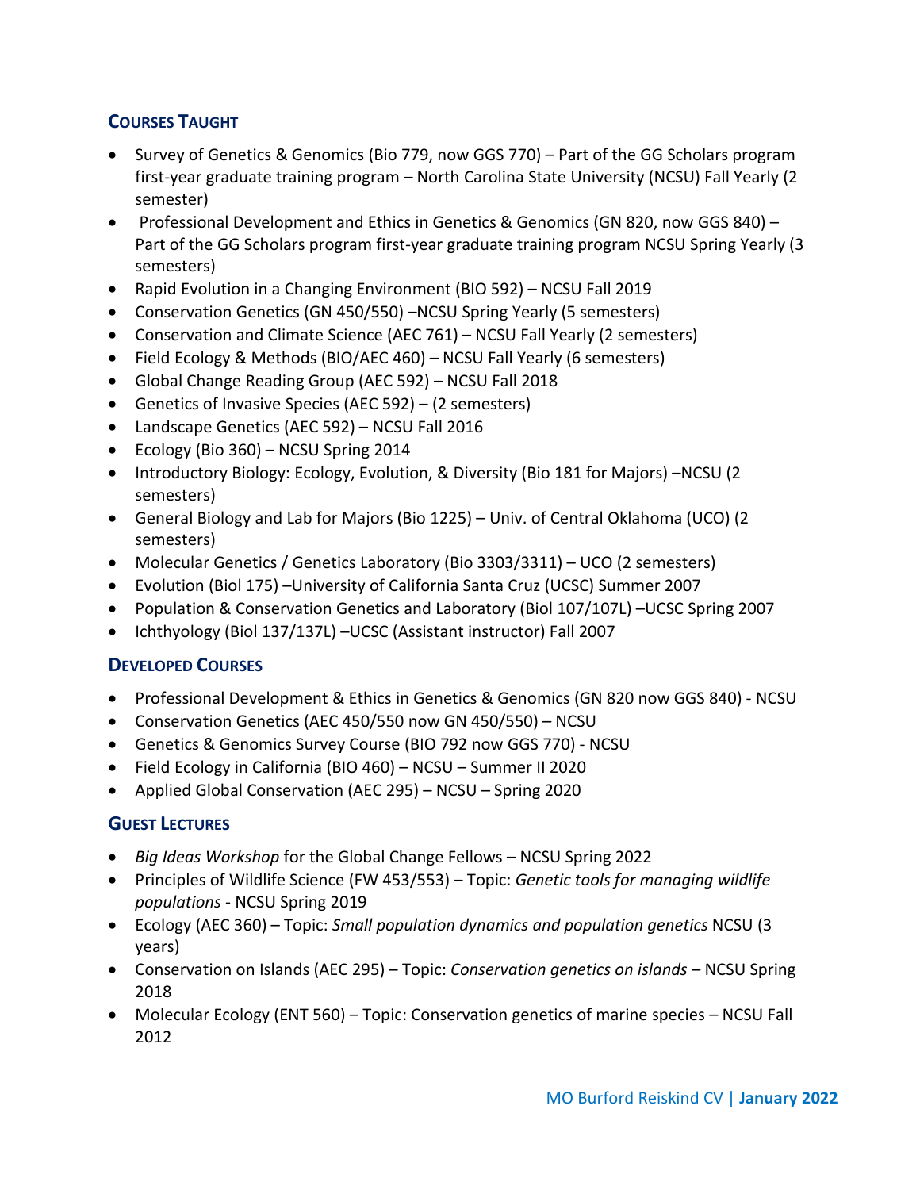## COURSES TAUGHT

- Survey of Genetics & Genomics (Bio 779, now GGS 770) – Part of the GG Scholars program first-year graduate training program – North Carolina State University (NCSU) Fall Yearly (2 semester)
- Professional Development and Ethics in Genetics & Genomics (GN 820, now GGS 840) – Part of the GG Scholars program first-year graduate training program NCSU Spring Yearly (3 semesters)
- Rapid Evolution in a Changing Environment (BIO 592) – NCSU Fall 2019
- Conservation Genetics (GN 450/550) –NCSU Spring Yearly (5 semesters)
- Conservation and Climate Science (AEC 761) – NCSU Fall Yearly (2 semesters)
- Field Ecology & Methods (BIO/AEC 460) – NCSU Fall Yearly (6 semesters)
- Global Change Reading Group (AEC 592) – NCSU Fall 2018
- Genetics of Invasive Species (AEC 592) – (2 semesters)
- Landscape Genetics (AEC 592) – NCSU Fall 2016
- Ecology (Bio 360) – NCSU Spring 2014
- Introductory Biology: Ecology, Evolution, & Diversity (Bio 181 for Majors) –NCSU (2 semesters)
- General Biology and Lab for Majors (Bio 1225) – Univ. of Central Oklahoma (UCO) (2 semesters)
- Molecular Genetics / Genetics Laboratory (Bio 3303/3311) – UCO (2 semesters)
- Evolution (Biol 175) –University of California Santa Cruz (UCSC) Summer 2007
- Population & Conservation Genetics and Laboratory (Biol 107/107L) –UCSC Spring 2007
- Ichthyology (Biol 137/137L) –UCSC (Assistant instructor) Fall 2007

## DEVELOPED COURSES

- Professional Development & Ethics in Genetics & Genomics (GN 820 now GGS 840) - NCSU
- Conservation Genetics (AEC 450/550 now GN 450/550) – NCSU
- Genetics & Genomics Survey Course (BIO 792 now GGS 770) - NCSU
- Field Ecology in California (BIO 460) – NCSU – Summer II 2020
- Applied Global Conservation (AEC 295) – NCSU – Spring 2020

## GUEST LECTURES

- *Big Ideas Workshop* for the Global Change Fellows – NCSU Spring 2022
- Principles of Wildlife Science (FW 453/553) – Topic: *Genetic tools for managing wildlife populations* - NCSU Spring 2019
- Ecology (AEC 360) – Topic: *Small population dynamics and population genetics* NCSU (3 years)
- Conservation on Islands (AEC 295) – Topic: *Conservation genetics on islands* – NCSU Spring 2018
- Molecular Ecology (ENT 560) – Topic: Conservation genetics of marine species – NCSU Fall 2012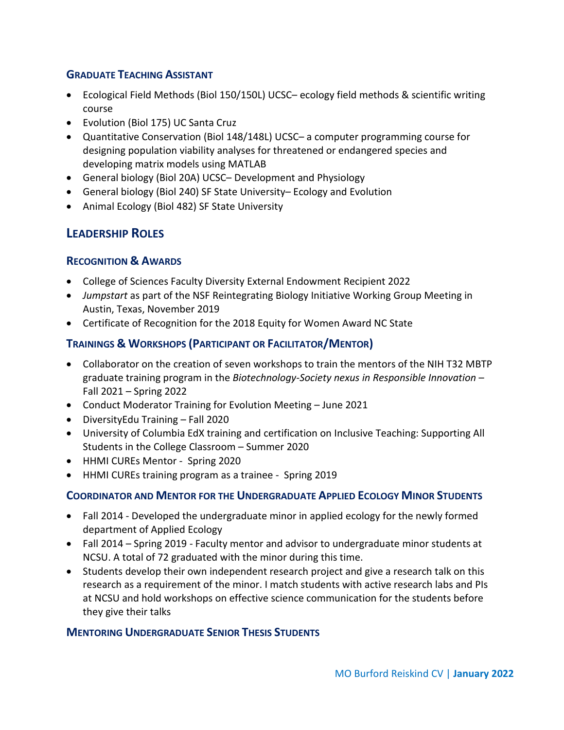### Graduate Teaching Assistant

- Ecological Field Methods (Biol 150/150L) UCSC– ecology field methods & scientific writing course
- Evolution (Biol 175) UC Santa Cruz
- Quantitative Conservation (Biol 148/148L) UCSC– a computer programming course for designing population viability analyses for threatened or endangered species and developing matrix models using MATLAB
- General biology (Biol 20A) UCSC– Development and Physiology
- General biology (Biol 240) SF State University– Ecology and Evolution
- Animal Ecology (Biol 482) SF State University

## Leadership Roles

### Recognition & Awards

- College of Sciences Faculty Diversity External Endowment Recipient 2022
- *Jumpstart* as part of the NSF Reintegrating Biology Initiative Working Group Meeting in Austin, Texas, November 2019
- Certificate of Recognition for the 2018 Equity for Women Award NC State

### Trainings & Workshops (Participant or Facilitator/Mentor)

- Collaborator on the creation of seven workshops to train the mentors of the NIH T32 MBTP graduate training program in the *Biotechnology-Society nexus in Responsible Innovation* – Fall 2021 – Spring 2022
- Conduct Moderator Training for Evolution Meeting – June 2021
- DiversityEdu Training – Fall 2020
- University of Columbia EdX training and certification on Inclusive Teaching: Supporting All Students in the College Classroom – Summer 2020
- HHMI CUREs Mentor - Spring 2020
- HHMI CUREs training program as a trainee - Spring 2019

### Coordinator and Mentor for the Undergraduate Applied Ecology Minor Students

- Fall 2014 - Developed the undergraduate minor in applied ecology for the newly formed department of Applied Ecology
- Fall 2014 – Spring 2019 - Faculty mentor and advisor to undergraduate minor students at NCSU. A total of 72 graduated with the minor during this time.
- Students develop their own independent research project and give a research talk on this research as a requirement of the minor. I match students with active research labs and PIs at NCSU and hold workshops on effective science communication for the students before they give their talks

### Mentoring Undergraduate Senior Thesis Students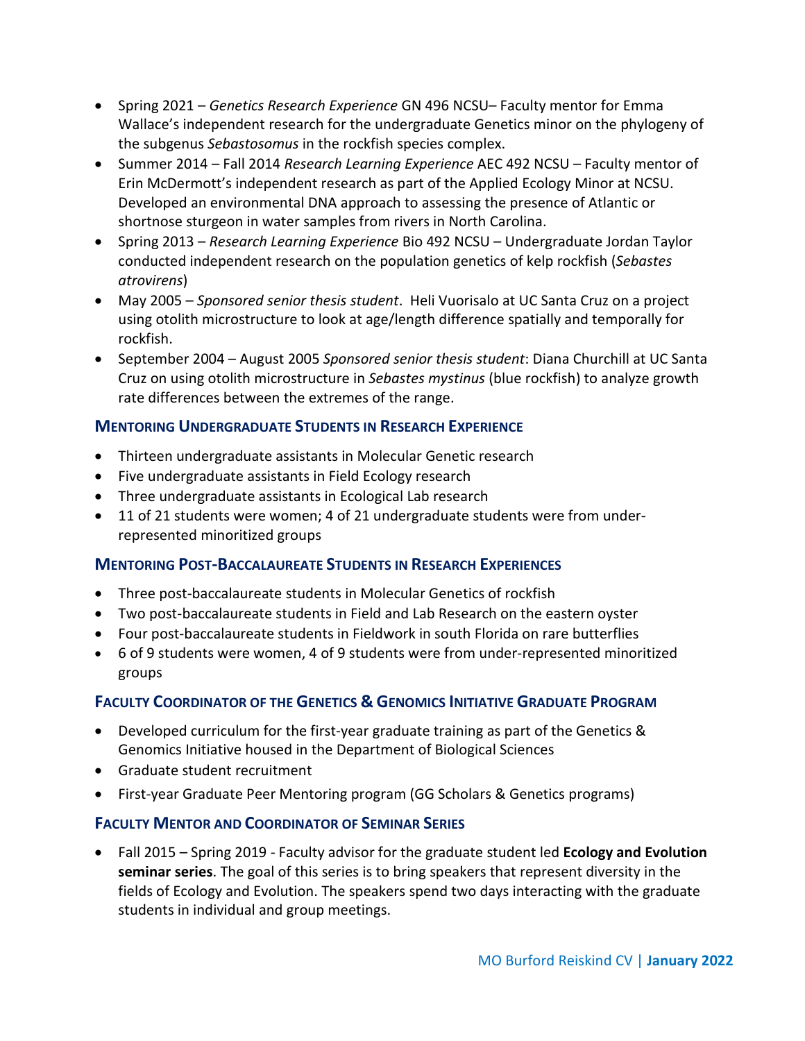- Spring 2021 – *Genetics Research Experience* GN 496 NCSU– Faculty mentor for Emma Wallace's independent research for the undergraduate Genetics minor on the phylogeny of the subgenus *Sebastosomus* in the rockfish species complex.
- Summer 2014 – Fall 2014 *Research Learning Experience* AEC 492 NCSU – Faculty mentor of Erin McDermott's independent research as part of the Applied Ecology Minor at NCSU. Developed an environmental DNA approach to assessing the presence of Atlantic or shortnose sturgeon in water samples from rivers in North Carolina.
- Spring 2013 – *Research Learning Experience* Bio 492 NCSU – Undergraduate Jordan Taylor conducted independent research on the population genetics of kelp rockfish (*Sebastes atrovirens*)
- May 2005 – *Sponsored senior thesis student*. Heli Vuorisalo at UC Santa Cruz on a project using otolith microstructure to look at age/length difference spatially and temporally for rockfish.
- September 2004 – August 2005 *Sponsored senior thesis student*: Diana Churchill at UC Santa Cruz on using otolith microstructure in *Sebastes mystinus* (blue rockfish) to analyze growth rate differences between the extremes of the range.

## Mentoring Undergraduate Students in Research Experience

- Thirteen undergraduate assistants in Molecular Genetic research
- Five undergraduate assistants in Field Ecology research
- Three undergraduate assistants in Ecological Lab research
- 11 of 21 students were women; 4 of 21 undergraduate students were from under-represented minoritized groups

## Mentoring Post-Baccalaureate Students in Research Experiences

- Three post-baccalaureate students in Molecular Genetics of rockfish
- Two post-baccalaureate students in Field and Lab Research on the eastern oyster
- Four post-baccalaureate students in Fieldwork in south Florida on rare butterflies
- 6 of 9 students were women, 4 of 9 students were from under-represented minoritized groups

## Faculty Coordinator of the Genetics & Genomics Initiative Graduate Program

- Developed curriculum for the first-year graduate training as part of the Genetics & Genomics Initiative housed in the Department of Biological Sciences
- Graduate student recruitment
- First-year Graduate Peer Mentoring program (GG Scholars & Genetics programs)

## Faculty Mentor and Coordinator of Seminar Series

- Fall 2015 – Spring 2019 - Faculty advisor for the graduate student led **Ecology and Evolution seminar series**. The goal of this series is to bring speakers that represent diversity in the fields of Ecology and Evolution. The speakers spend two days interacting with the graduate students in individual and group meetings.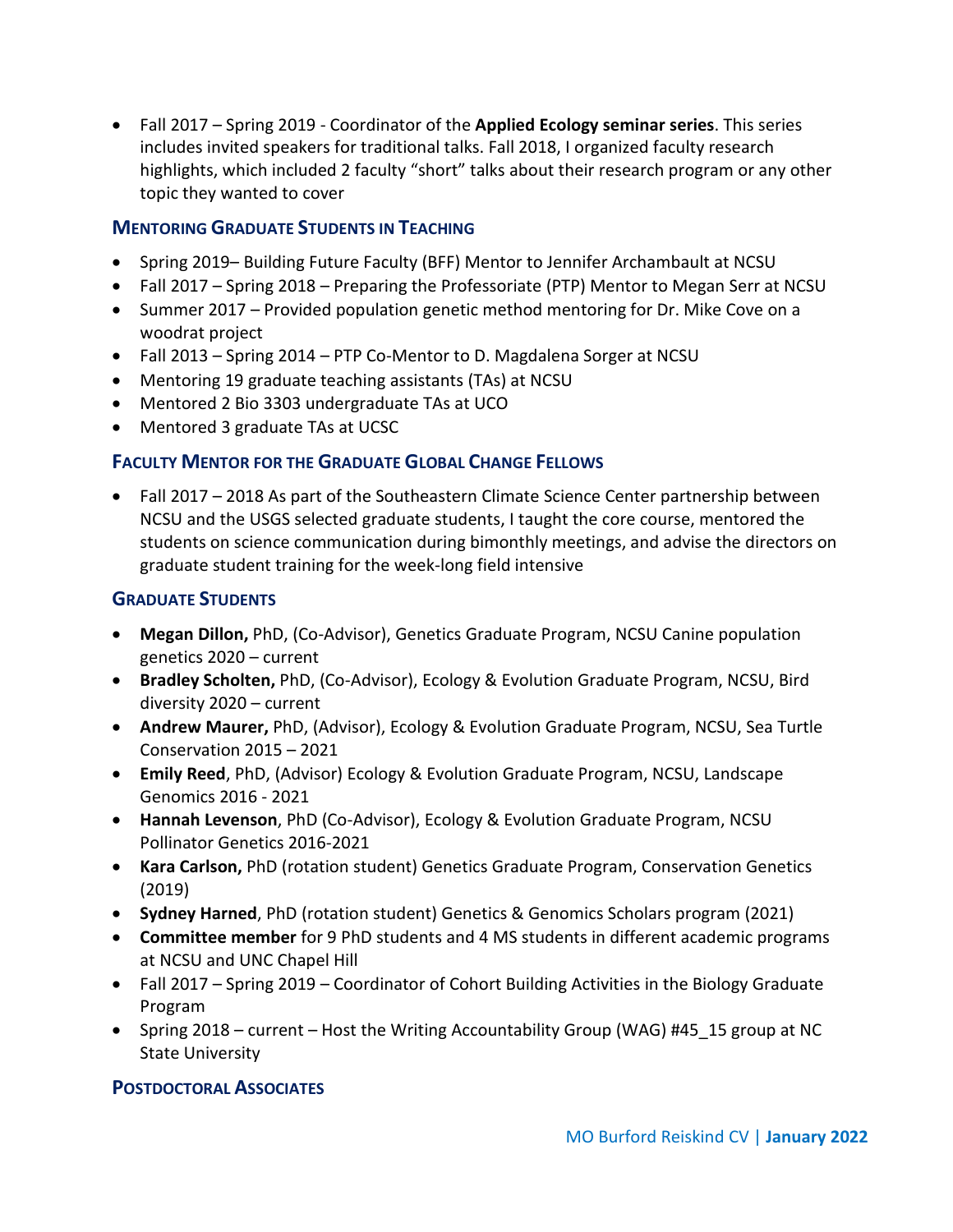- Fall 2017 – Spring 2019 - Coordinator of the **Applied Ecology seminar series**. This series includes invited speakers for traditional talks. Fall 2018, I organized faculty research highlights, which included 2 faculty "short" talks about their research program or any other topic they wanted to cover

### Mentoring Graduate Students in Teaching

- Spring 2019– Building Future Faculty (BFF) Mentor to Jennifer Archambault at NCSU
- Fall 2017 – Spring 2018 – Preparing the Professoriate (PTP) Mentor to Megan Serr at NCSU
- Summer 2017 – Provided population genetic method mentoring for Dr. Mike Cove on a woodrat project
- Fall 2013 – Spring 2014 – PTP Co-Mentor to D. Magdalena Sorger at NCSU
- Mentoring 19 graduate teaching assistants (TAs) at NCSU
- Mentored 2 Bio 3303 undergraduate TAs at UCO
- Mentored 3 graduate TAs at UCSC

### Faculty Mentor for the Graduate Global Change Fellows

- Fall 2017 – 2018 As part of the Southeastern Climate Science Center partnership between NCSU and the USGS selected graduate students, I taught the core course, mentored the students on science communication during bimonthly meetings, and advise the directors on graduate student training for the week-long field intensive

### Graduate Students

- **Megan Dillon,** PhD, (Co-Advisor), Genetics Graduate Program, NCSU Canine population genetics 2020 – current
- **Bradley Scholten,** PhD, (Co-Advisor), Ecology & Evolution Graduate Program, NCSU, Bird diversity 2020 – current
- **Andrew Maurer,** PhD, (Advisor), Ecology & Evolution Graduate Program, NCSU, Sea Turtle Conservation 2015 – 2021
- **Emily Reed**, PhD, (Advisor) Ecology & Evolution Graduate Program, NCSU, Landscape Genomics 2016 - 2021
- **Hannah Levenson**, PhD (Co-Advisor), Ecology & Evolution Graduate Program, NCSU Pollinator Genetics 2016-2021
- **Kara Carlson,** PhD (rotation student) Genetics Graduate Program, Conservation Genetics (2019)
- **Sydney Harned**, PhD (rotation student) Genetics & Genomics Scholars program (2021)
- **Committee member** for 9 PhD students and 4 MS students in different academic programs at NCSU and UNC Chapel Hill
- Fall 2017 – Spring 2019 – Coordinator of Cohort Building Activities in the Biology Graduate Program
- Spring 2018 – current – Host the Writing Accountability Group (WAG) #45_15 group at NC State University

### Postdoctoral Associates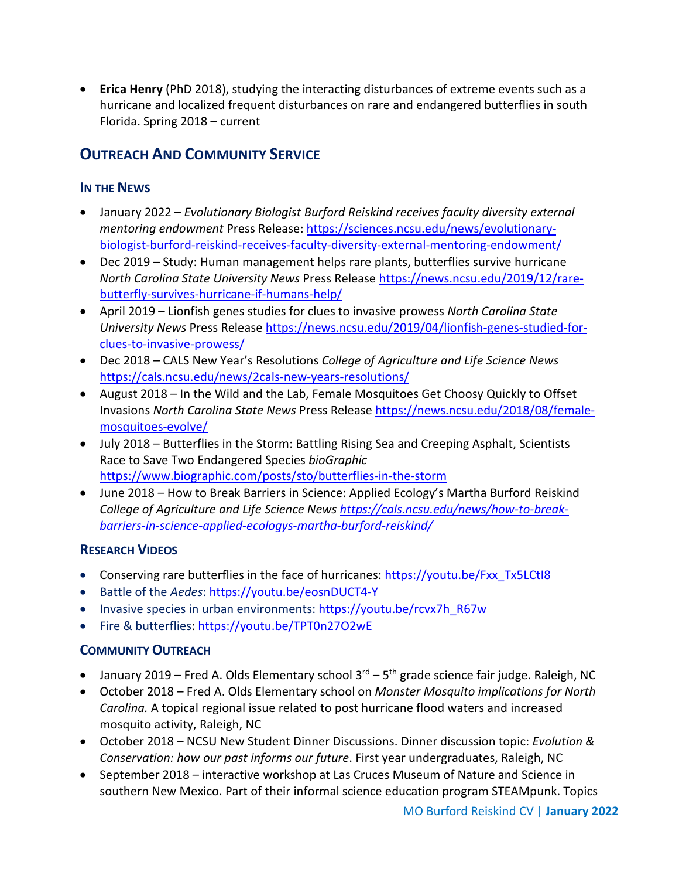- **Erica Henry** (PhD 2018), studying the interacting disturbances of extreme events such as a hurricane and localized frequent disturbances on rare and endangered butterflies in south Florida. Spring 2018 – current

## OUTREACH AND COMMUNITY SERVICE

### IN THE NEWS

- January 2022 – *Evolutionary Biologist Burford Reiskind receives faculty diversity external mentoring endowment* Press Release: https://sciences.ncsu.edu/news/evolutionary-biologist-burford-reiskind-receives-faculty-diversity-external-mentoring-endowment/
- Dec 2019 – Study: Human management helps rare plants, butterflies survive hurricane *North Carolina State University News* Press Release https://news.ncsu.edu/2019/12/rare-butterfly-survives-hurricane-if-humans-help/
- April 2019 – Lionfish genes studies for clues to invasive prowess *North Carolina State University News* Press Release https://news.ncsu.edu/2019/04/lionfish-genes-studied-for-clues-to-invasive-prowess/
- Dec 2018 – CALS New Year's Resolutions *College of Agriculture and Life Science News* https://cals.ncsu.edu/news/2cals-new-years-resolutions/
- August 2018 – In the Wild and the Lab, Female Mosquitoes Get Choosy Quickly to Offset Invasions *North Carolina State News* Press Release https://news.ncsu.edu/2018/08/female-mosquitoes-evolve/
- July 2018 – Butterflies in the Storm: Battling Rising Sea and Creeping Asphalt, Scientists Race to Save Two Endangered Species *bioGraphic* https://www.biographic.com/posts/sto/butterflies-in-the-storm
- June 2018 – How to Break Barriers in Science: Applied Ecology's Martha Burford Reiskind *College of Agriculture and Life Science News* *https://cals.ncsu.edu/news/how-to-break-barriers-in-science-applied-ecologys-martha-burford-reiskind/*

### RESEARCH VIDEOS

- Conserving rare butterflies in the face of hurricanes: https://youtu.be/Fxx_Tx5LCtI8
- Battle of the *Aedes*: https://youtu.be/eosnDUCT4-Y
- Invasive species in urban environments: https://youtu.be/rcvx7h_R67w
- Fire & butterflies: https://youtu.be/TPT0n27O2wE

### COMMUNITY OUTREACH

- January 2019 – Fred A. Olds Elementary school 3rd – 5th grade science fair judge. Raleigh, NC
- October 2018 – Fred A. Olds Elementary school on *Monster Mosquito implications for North Carolina.* A topical regional issue related to post hurricane flood waters and increased mosquito activity, Raleigh, NC
- October 2018 – NCSU New Student Dinner Discussions. Dinner discussion topic: *Evolution & Conservation: how our past informs our future*. First year undergraduates, Raleigh, NC
- September 2018 – interactive workshop at Las Cruces Museum of Nature and Science in southern New Mexico. Part of their informal science education program STEAMpunk. Topics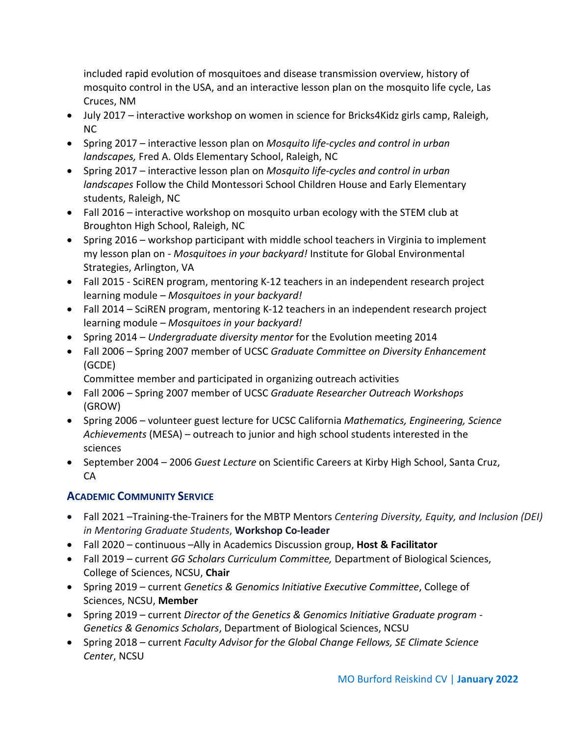included rapid evolution of mosquitoes and disease transmission overview, history of mosquito control in the USA, and an interactive lesson plan on the mosquito life cycle, Las Cruces, NM

- July 2017 – interactive workshop on women in science for Bricks4Kidz girls camp, Raleigh, NC
- Spring 2017 – interactive lesson plan on *Mosquito life-cycles and control in urban landscapes,* Fred A. Olds Elementary School, Raleigh, NC
- Spring 2017 – interactive lesson plan on *Mosquito life-cycles and control in urban landscapes* Follow the Child Montessori School Children House and Early Elementary students, Raleigh, NC
- Fall 2016 – interactive workshop on mosquito urban ecology with the STEM club at Broughton High School, Raleigh, NC
- Spring 2016 – workshop participant with middle school teachers in Virginia to implement my lesson plan on - *Mosquitoes in your backyard!* Institute for Global Environmental Strategies, Arlington, VA
- Fall 2015 - SciREN program, mentoring K-12 teachers in an independent research project learning module – *Mosquitoes in your backyard!*
- Fall 2014 – SciREN program, mentoring K-12 teachers in an independent research project learning module – *Mosquitoes in your backyard!*
- Spring 2014 – *Undergraduate diversity mentor* for the Evolution meeting 2014
- Fall 2006 – Spring 2007 member of UCSC *Graduate Committee on Diversity Enhancement* (GCDE)
  Committee member and participated in organizing outreach activities
- Fall 2006 – Spring 2007 member of UCSC *Graduate Researcher Outreach Workshops* (GROW)
- Spring 2006 – volunteer guest lecture for UCSC California *Mathematics, Engineering, Science Achievements* (MESA) – outreach to junior and high school students interested in the sciences
- September 2004 – 2006 *Guest Lecture* on Scientific Careers at Kirby High School, Santa Cruz, CA

## Academic Community Service

- Fall 2021 –Training-the-Trainers for the MBTP Mentors *Centering Diversity, Equity, and Inclusion (DEI) in Mentoring Graduate Students*, **Workshop Co-leader**
- Fall 2020 – continuous –Ally in Academics Discussion group, **Host & Facilitator**
- Fall 2019 – current *GG Scholars Curriculum Committee,* Department of Biological Sciences, College of Sciences, NCSU, **Chair**
- Spring 2019 – current *Genetics & Genomics Initiative Executive Committee*, College of Sciences, NCSU, **Member**
- Spring 2019 – current *Director of the Genetics & Genomics Initiative Graduate program - Genetics & Genomics Scholars*, Department of Biological Sciences, NCSU
- Spring 2018 – current *Faculty Advisor for the Global Change Fellows, SE Climate Science Center*, NCSU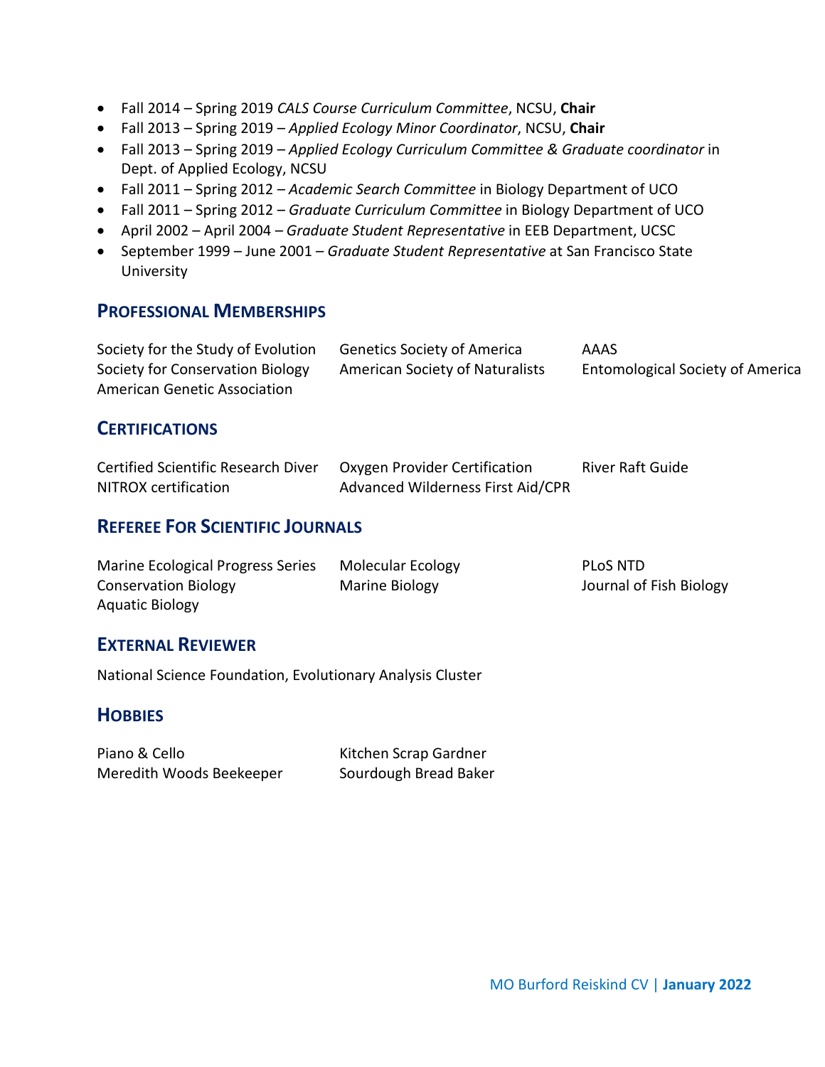- Fall 2014 – Spring 2019 *CALS Course Curriculum Committee*, NCSU, **Chair**
- Fall 2013 – Spring 2019 – *Applied Ecology Minor Coordinator*, NCSU, **Chair**
- Fall 2013 – Spring 2019 – *Applied Ecology Curriculum Committee & Graduate coordinator* in Dept. of Applied Ecology, NCSU
- Fall 2011 – Spring 2012 – *Academic Search Committee* in Biology Department of UCO
- Fall 2011 – Spring 2012 – *Graduate Curriculum Committee* in Biology Department of UCO
- April 2002 – April 2004 – *Graduate Student Representative* in EEB Department, UCSC
- September 1999 – June 2001 – *Graduate Student Representative* at San Francisco State University

## PROFESSIONAL MEMBERSHIPS

| | | |
|---|---|---|
| Society for the Study of Evolution | Genetics Society of America | AAAS |
| Society for Conservation Biology | American Society of Naturalists | Entomological Society of America |
| American Genetic Association | | |

## CERTIFICATIONS

| | | |
|---|---|---|
| Certified Scientific Research Diver | Oxygen Provider Certification | River Raft Guide |
| NITROX certification | Advanced Wilderness First Aid/CPR | |

## REFEREE FOR SCIENTIFIC JOURNALS

| | | |
|---|---|---|
| Marine Ecological Progress Series | Molecular Ecology | PLoS NTD |
| Conservation Biology | Marine Biology | Journal of Fish Biology |
| Aquatic Biology | | |

## EXTERNAL REVIEWER

National Science Foundation, Evolutionary Analysis Cluster

## HOBBIES

| | |
|---|---|
| Piano & Cello | Kitchen Scrap Gardner |
| Meredith Woods Beekeeper | Sourdough Bread Baker |